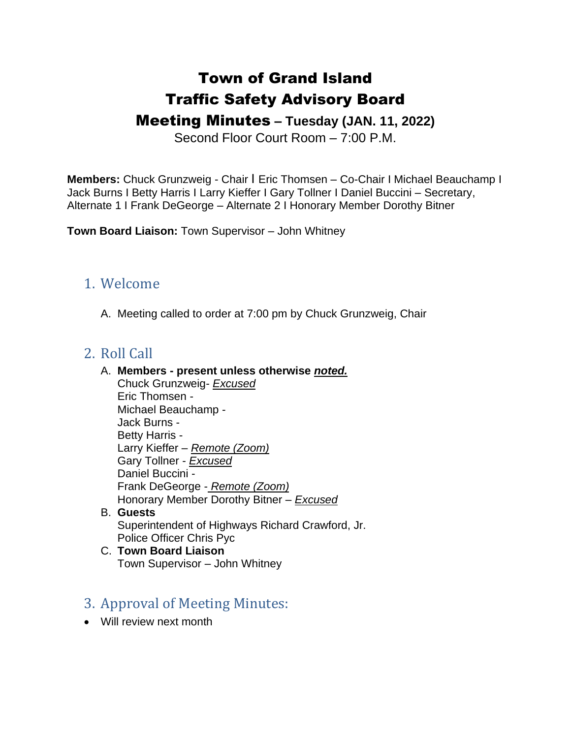# Town of Grand Island
# Traffic Safety Advisory Board
# Meeting Minutes – Tuesday (JAN. 11, 2022)

Second Floor Court Room – 7:00 P.M.

**Members:** Chuck Grunzweig - Chair I Eric Thomsen – Co-Chair I Michael Beauchamp I Jack Burns I Betty Harris I Larry Kieffer I Gary Tollner I Daniel Buccini – Secretary, Alternate 1 I Frank DeGeorge – Alternate 2 I Honorary Member Dorothy Bitner

**Town Board Liaison:** Town Supervisor – John Whitney

## 1. Welcome

A. Meeting called to order at 7:00 pm by Chuck Grunzweig, Chair

## 2. Roll Call

A. **Members - present unless otherwise *noted.***
   Chuck Grunzweig- *Excused*
   Eric Thomsen -
   Michael Beauchamp -
   Jack Burns -
   Betty Harris -
   Larry Kieffer – *Remote (Zoom)*
   Gary Tollner - *Excused*
   Daniel Buccini -
   Frank DeGeorge - *Remote (Zoom)*
   Honorary Member Dorothy Bitner – *Excused*

B. **Guests**
   Superintendent of Highways Richard Crawford, Jr.
   Police Officer Chris Pyc

C. **Town Board Liaison**
   Town Supervisor – John Whitney

## 3. Approval of Meeting Minutes:

- Will review next month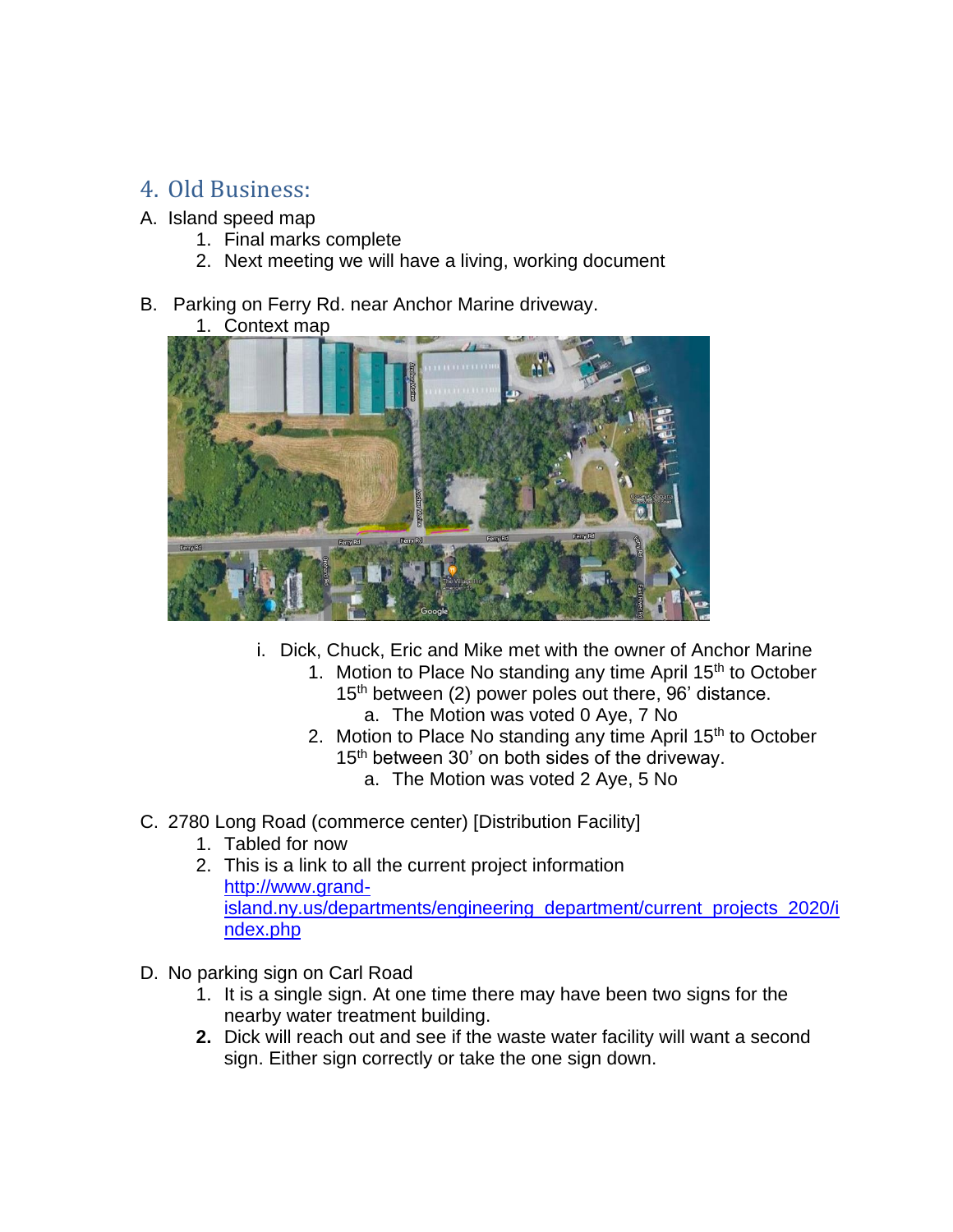## 4. Old Business:

A. Island speed map
   1. Final marks complete
   2. Next meeting we will have a living, working document

B. Parking on Ferry Rd. near Anchor Marine driveway.
   1. Context map

      i. Dick, Chuck, Eric and Mike met with the owner of Anchor Marine
         1. Motion to Place No standing any time April 15th to October 15th between (2) power poles out there, 96' distance.
            a. The Motion was voted 0 Aye, 7 No
         2. Motion to Place No standing any time April 15th to October 15th between 30' on both sides of the driveway.
            a. The Motion was voted 2 Aye, 5 No

C. 2780 Long Road (commerce center) [Distribution Facility]
   1. Tabled for now
   2. This is a link to all the current project information [http://www.grand-island.ny.us/departments/engineering_department/current_projects_2020/index.php](http://www.grand-island.ny.us/departments/engineering_department/current_projects_2020/index.php)

D. No parking sign on Carl Road
   1. It is a single sign. At one time there may have been two signs for the nearby water treatment building.
   2. Dick will reach out and see if the waste water facility will want a second sign. Either sign correctly or take the one sign down.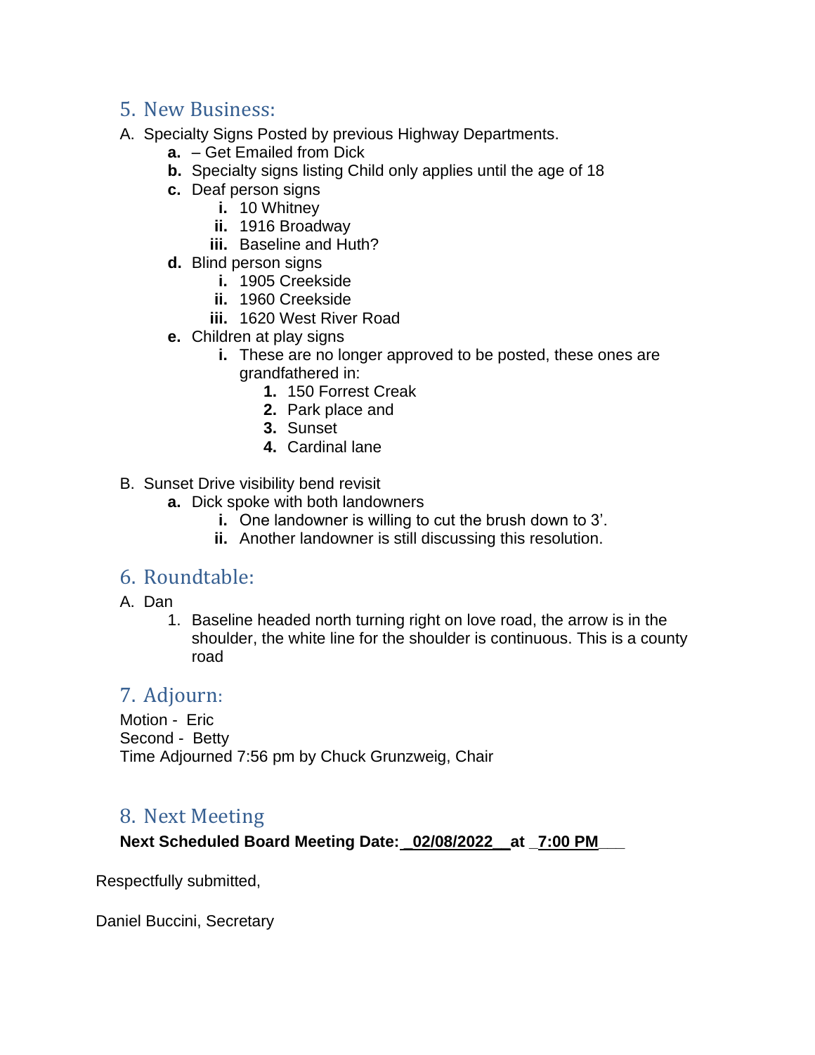## 5. New Business:

A. Specialty Signs Posted by previous Highway Departments.

   **a.** – Get Emailed from Dick

   **b.** Specialty signs listing Child only applies until the age of 18

   **c.** Deaf person signs

      **i.** 10 Whitney

      **ii.** 1916 Broadway

      **iii.** Baseline and Huth?

   **d.** Blind person signs

      **i.** 1905 Creekside

      **ii.** 1960 Creekside

      **iii.** 1620 West River Road

   **e.** Children at play signs

      **i.** These are no longer approved to be posted, these ones are grandfathered in:

         **1.** 150 Forrest Creak

         **2.** Park place and

         **3.** Sunset

         **4.** Cardinal lane

B. Sunset Drive visibility bend revisit

   **a.** Dick spoke with both landowners

      **i.** One landowner is willing to cut the brush down to 3'.

      **ii.** Another landowner is still discussing this resolution.

## 6. Roundtable:

A. Dan

   1. Baseline headed north turning right on love road, the arrow is in the shoulder, the white line for the shoulder is continuous. This is a county road

## 7. Adjourn:

Motion - Eric

Second - Betty

Time Adjourned 7:56 pm by Chuck Grunzweig, Chair

## 8. Next Meeting

**Next Scheduled Board Meeting Date: __02/08/2022__ at _7:00 PM___**

Respectfully submitted,

Daniel Buccini, Secretary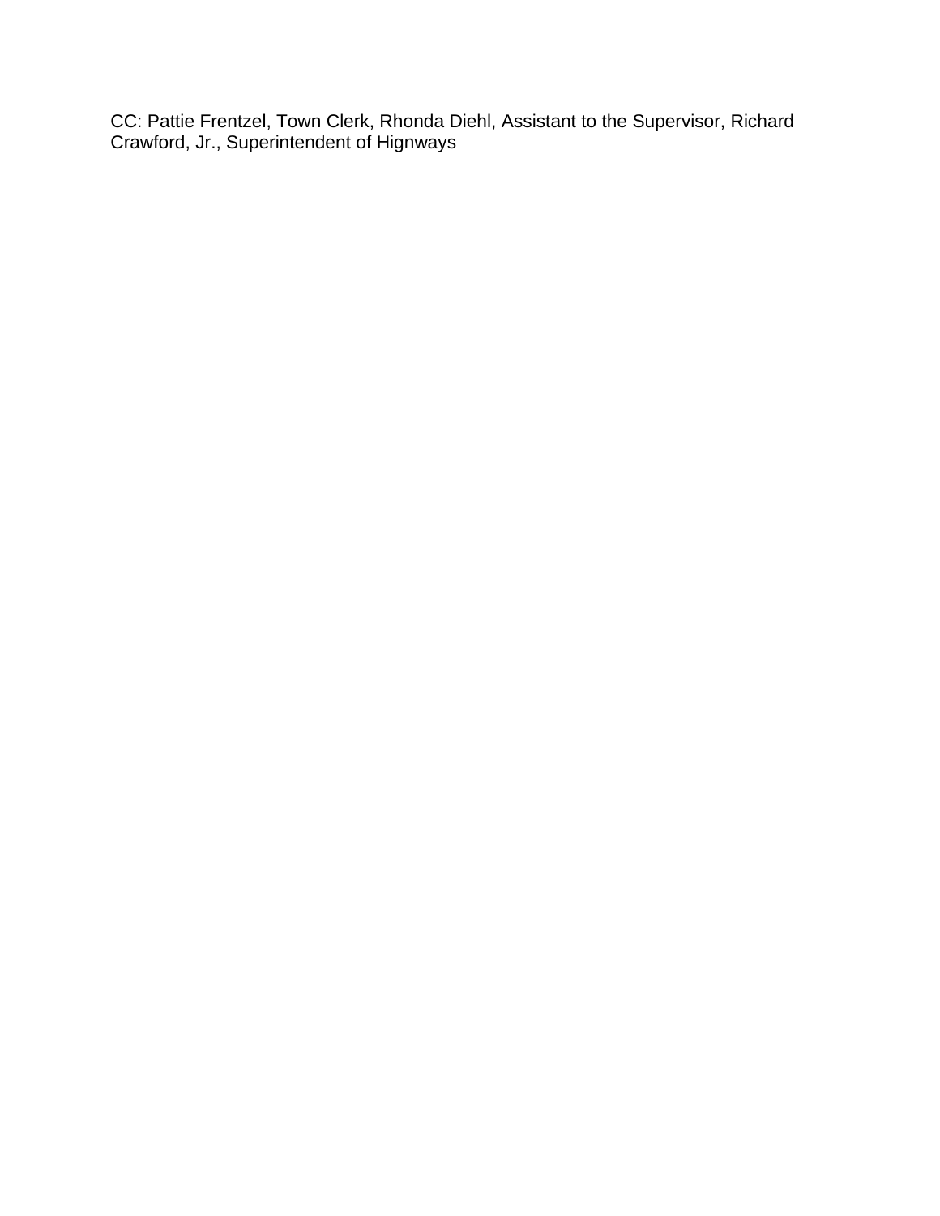CC: Pattie Frentzel, Town Clerk, Rhonda Diehl, Assistant to the Supervisor, Richard Crawford, Jr., Superintendent of Hignways